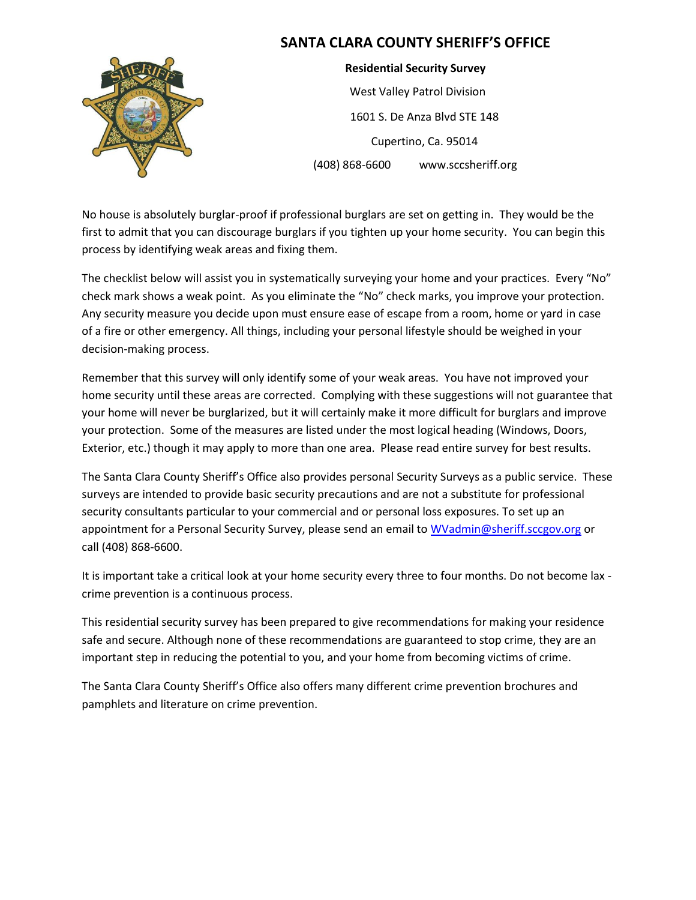# SANTA CLARA COUNTY SHERIFF'S OFFICE

**Residential Security Survey**

West Valley Patrol Division

1601 S. De Anza Blvd STE 148

Cupertino, Ca. 95014

(408) 868-6600 www.sccsheriff.org

No house is absolutely burglar-proof if professional burglars are set on getting in. They would be the first to admit that you can discourage burglars if you tighten up your home security. You can begin this process by identifying weak areas and fixing them.

The checklist below will assist you in systematically surveying your home and your practices. Every "No" check mark shows a weak point. As you eliminate the "No" check marks, you improve your protection. Any security measure you decide upon must ensure ease of escape from a room, home or yard in case of a fire or other emergency. All things, including your personal lifestyle should be weighed in your decision-making process.

Remember that this survey will only identify some of your weak areas. You have not improved your home security until these areas are corrected. Complying with these suggestions will not guarantee that your home will never be burglarized, but it will certainly make it more difficult for burglars and improve your protection. Some of the measures are listed under the most logical heading (Windows, Doors, Exterior, etc.) though it may apply to more than one area. Please read entire survey for best results.

The Santa Clara County Sheriff's Office also provides personal Security Surveys as a public service. These surveys are intended to provide basic security precautions and are not a substitute for professional security consultants particular to your commercial and or personal loss exposures. To set up an appointment for a Personal Security Survey, please send an email to WVadmin@sheriff.sccgov.org or call (408) 868-6600.

It is important take a critical look at your home security every three to four months. Do not become lax - crime prevention is a continuous process.

This residential security survey has been prepared to give recommendations for making your residence safe and secure. Although none of these recommendations are guaranteed to stop crime, they are an important step in reducing the potential to you, and your home from becoming victims of crime.

The Santa Clara County Sheriff's Office also offers many different crime prevention brochures and pamphlets and literature on crime prevention.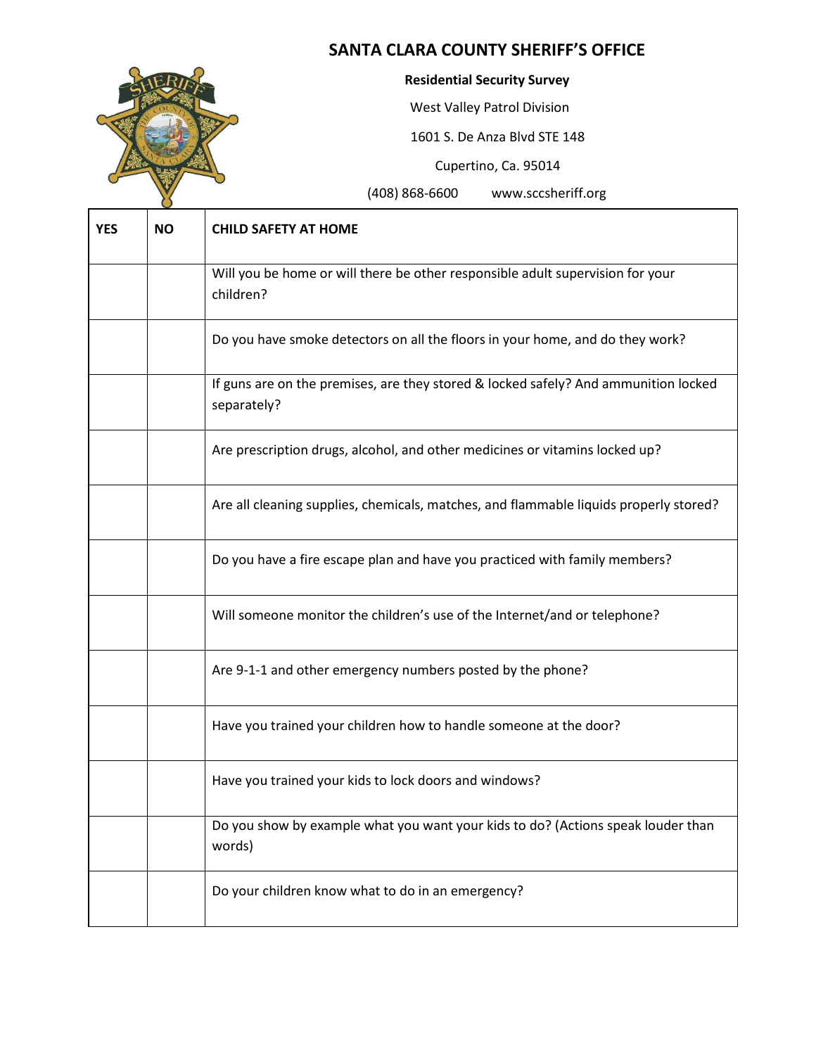# SANTA CLARA COUNTY SHERIFF'S OFFICE

**Residential Security Survey**

West Valley Patrol Division

1601 S. De Anza Blvd STE 148

Cupertino, Ca. 95014

(408) 868-6600 www.sccsheriff.org

| YES | NO | CHILD SAFETY AT HOME |
|---|---|---|
| | | Will you be home or will there be other responsible adult supervision for your children? |
| | | Do you have smoke detectors on all the floors in your home, and do they work? |
| | | If guns are on the premises, are they stored & locked safely? And ammunition locked separately? |
| | | Are prescription drugs, alcohol, and other medicines or vitamins locked up? |
| | | Are all cleaning supplies, chemicals, matches, and flammable liquids properly stored? |
| | | Do you have a fire escape plan and have you practiced with family members? |
| | | Will someone monitor the children's use of the Internet/and or telephone? |
| | | Are 9-1-1 and other emergency numbers posted by the phone? |
| | | Have you trained your children how to handle someone at the door? |
| | | Have you trained your kids to lock doors and windows? |
| | | Do you show by example what you want your kids to do? (Actions speak louder than words) |
| | | Do your children know what to do in an emergency? |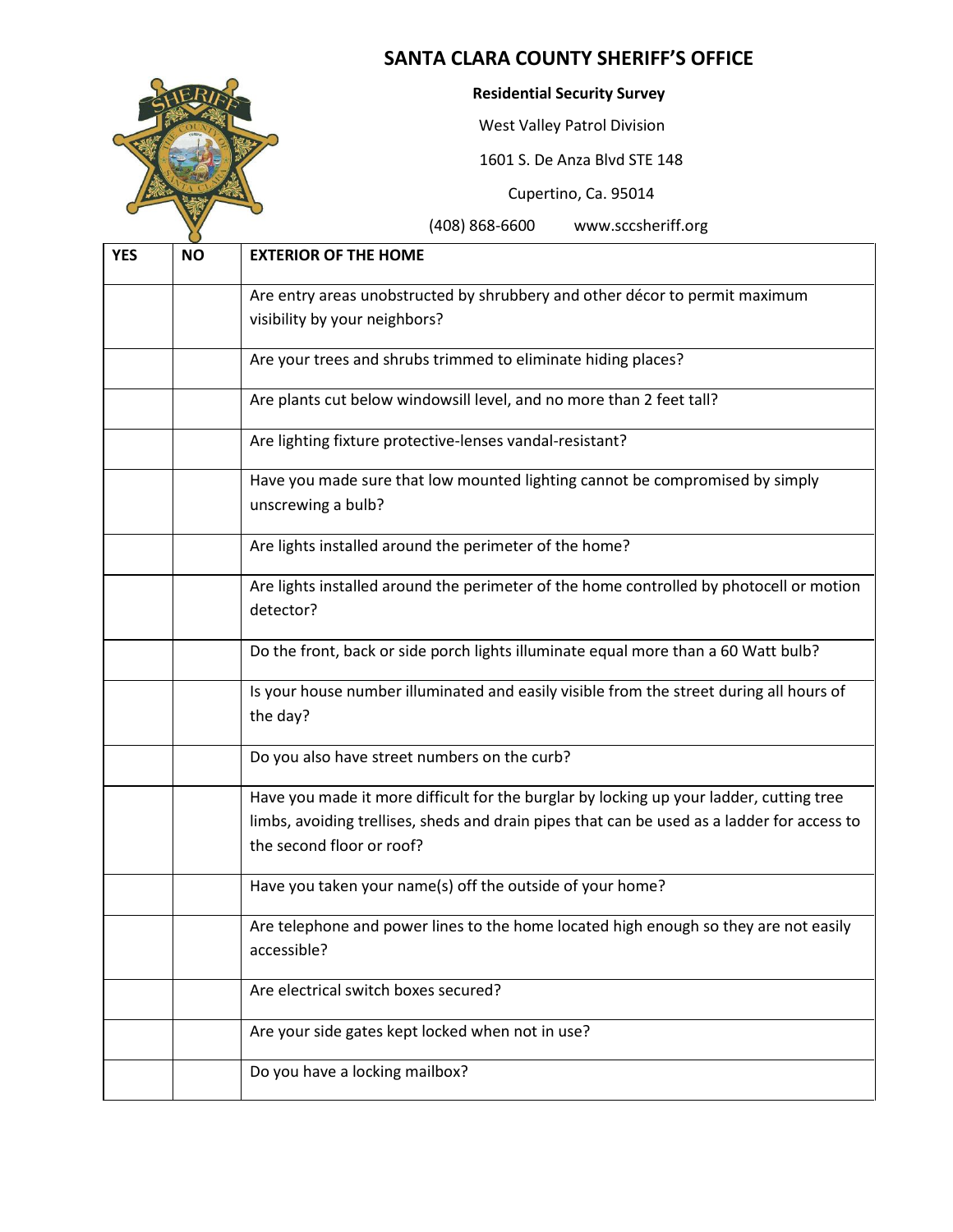# SANTA CLARA COUNTY SHERIFF'S OFFICE

**Residential Security Survey**

West Valley Patrol Division

1601 S. De Anza Blvd STE 148

Cupertino, Ca. 95014

(408) 868-6600 www.sccsheriff.org

| YES | NO | EXTERIOR OF THE HOME |
|---|---|---|
| | | Are entry areas unobstructed by shrubbery and other décor to permit maximum visibility by your neighbors? |
| | | Are your trees and shrubs trimmed to eliminate hiding places? |
| | | Are plants cut below windowsill level, and no more than 2 feet tall? |
| | | Are lighting fixture protective-lenses vandal-resistant? |
| | | Have you made sure that low mounted lighting cannot be compromised by simply unscrewing a bulb? |
| | | Are lights installed around the perimeter of the home? |
| | | Are lights installed around the perimeter of the home controlled by photocell or motion detector? |
| | | Do the front, back or side porch lights illuminate equal more than a 60 Watt bulb? |
| | | Is your house number illuminated and easily visible from the street during all hours of the day? |
| | | Do you also have street numbers on the curb? |
| | | Have you made it more difficult for the burglar by locking up your ladder, cutting tree limbs, avoiding trellises, sheds and drain pipes that can be used as a ladder for access to the second floor or roof? |
| | | Have you taken your name(s) off the outside of your home? |
| | | Are telephone and power lines to the home located high enough so they are not easily accessible? |
| | | Are electrical switch boxes secured? |
| | | Are your side gates kept locked when not in use? |
| | | Do you have a locking mailbox? |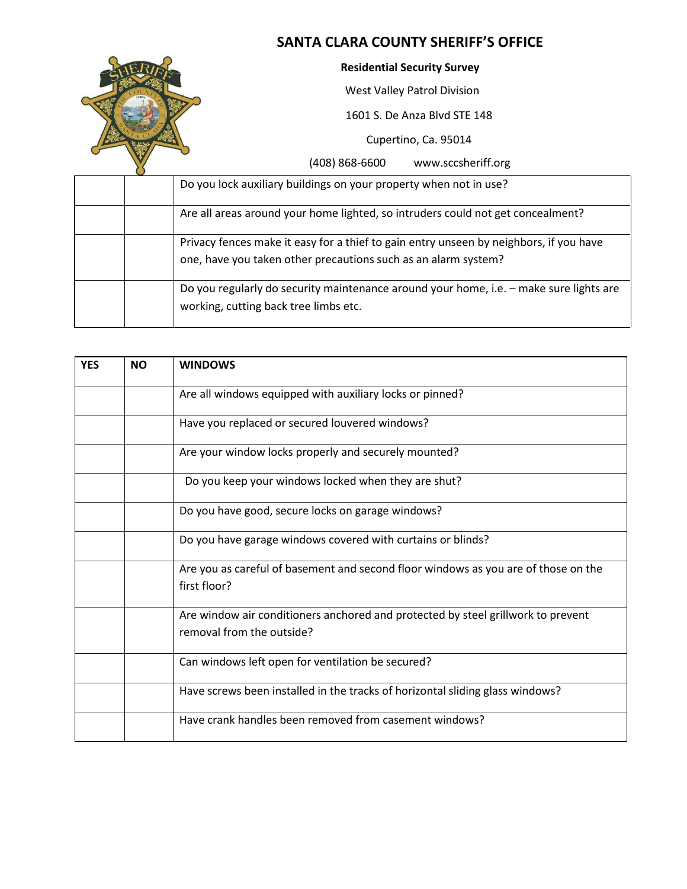# SANTA CLARA COUNTY SHERIFF'S OFFICE

**Residential Security Survey**

West Valley Patrol Division

1601 S. De Anza Blvd STE 148

Cupertino, Ca. 95014

(408) 868-6600 www.sccsheriff.org

| | | |
|---|---|---|
| | | Do you lock auxiliary buildings on your property when not in use? |
| | | Are all areas around your home lighted, so intruders could not get concealment? |
| | | Privacy fences make it easy for a thief to gain entry unseen by neighbors, if you have one, have you taken other precautions such as an alarm system? |
| | | Do you regularly do security maintenance around your home, i.e. – make sure lights are working, cutting back tree limbs etc. |

| YES | NO | WINDOWS |
|---|---|---|
| | | Are all windows equipped with auxiliary locks or pinned? |
| | | Have you replaced or secured louvered windows? |
| | | Are your window locks properly and securely mounted? |
| | | Do you keep your windows locked when they are shut? |
| | | Do you have good, secure locks on garage windows? |
| | | Do you have garage windows covered with curtains or blinds? |
| | | Are you as careful of basement and second floor windows as you are of those on the first floor? |
| | | Are window air conditioners anchored and protected by steel grillwork to prevent removal from the outside? |
| | | Can windows left open for ventilation be secured? |
| | | Have screws been installed in the tracks of horizontal sliding glass windows? |
| | | Have crank handles been removed from casement windows? |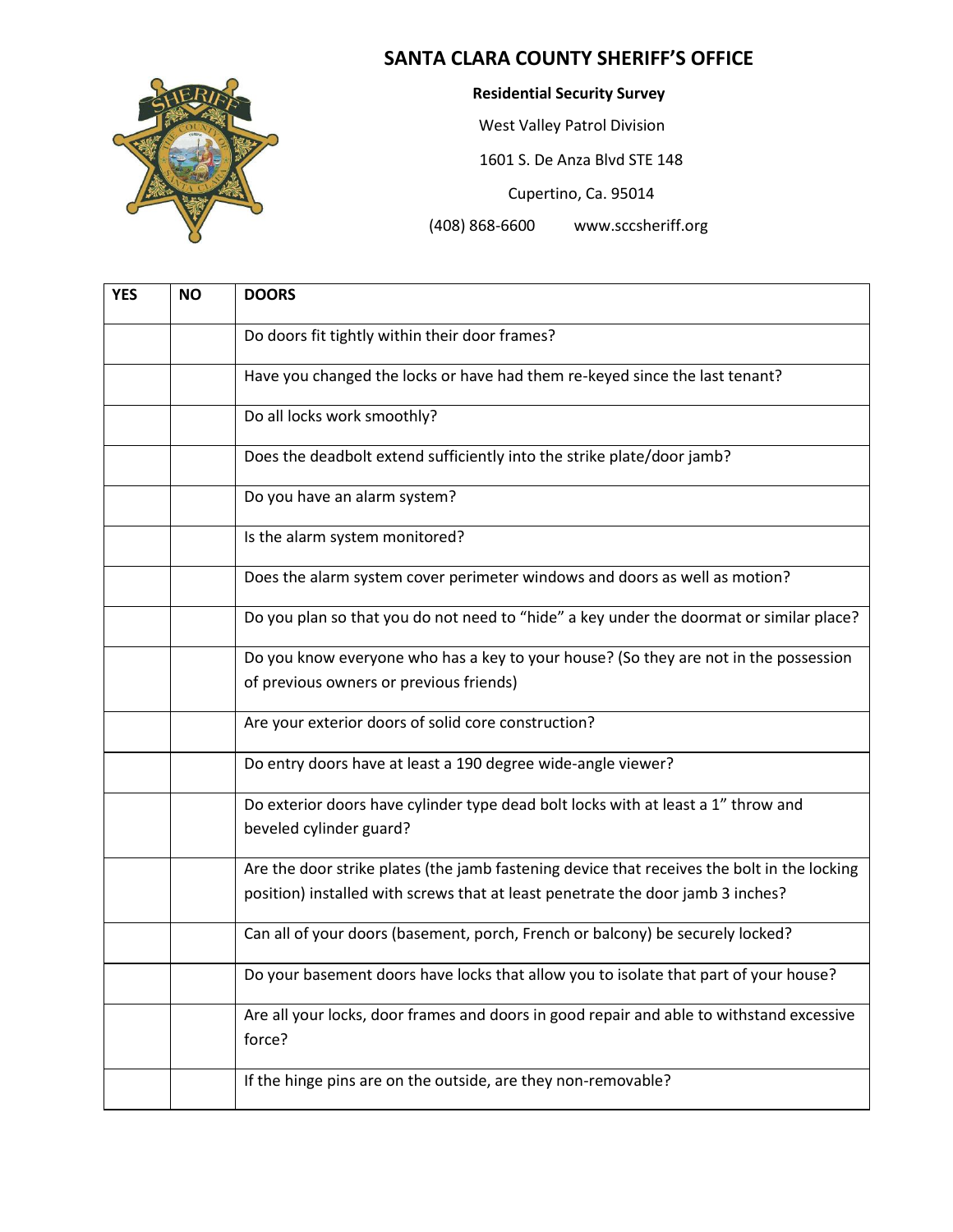# SANTA CLARA COUNTY SHERIFF'S OFFICE

**Residential Security Survey**

West Valley Patrol Division

1601 S. De Anza Blvd STE 148

Cupertino, Ca. 95014

(408) 868-6600 www.sccsheriff.org

| YES | NO | DOORS |
|---|---|---|
| | | Do doors fit tightly within their door frames? |
| | | Have you changed the locks or have had them re-keyed since the last tenant? |
| | | Do all locks work smoothly? |
| | | Does the deadbolt extend sufficiently into the strike plate/door jamb? |
| | | Do you have an alarm system? |
| | | Is the alarm system monitored? |
| | | Does the alarm system cover perimeter windows and doors as well as motion? |
| | | Do you plan so that you do not need to "hide" a key under the doormat or similar place? |
| | | Do you know everyone who has a key to your house? (So they are not in the possession of previous owners or previous friends) |
| | | Are your exterior doors of solid core construction? |
| | | Do entry doors have at least a 190 degree wide-angle viewer? |
| | | Do exterior doors have cylinder type dead bolt locks with at least a 1" throw and beveled cylinder guard? |
| | | Are the door strike plates (the jamb fastening device that receives the bolt in the locking position) installed with screws that at least penetrate the door jamb 3 inches? |
| | | Can all of your doors (basement, porch, French or balcony) be securely locked? |
| | | Do your basement doors have locks that allow you to isolate that part of your house? |
| | | Are all your locks, door frames and doors in good repair and able to withstand excessive force? |
| | | If the hinge pins are on the outside, are they non-removable? |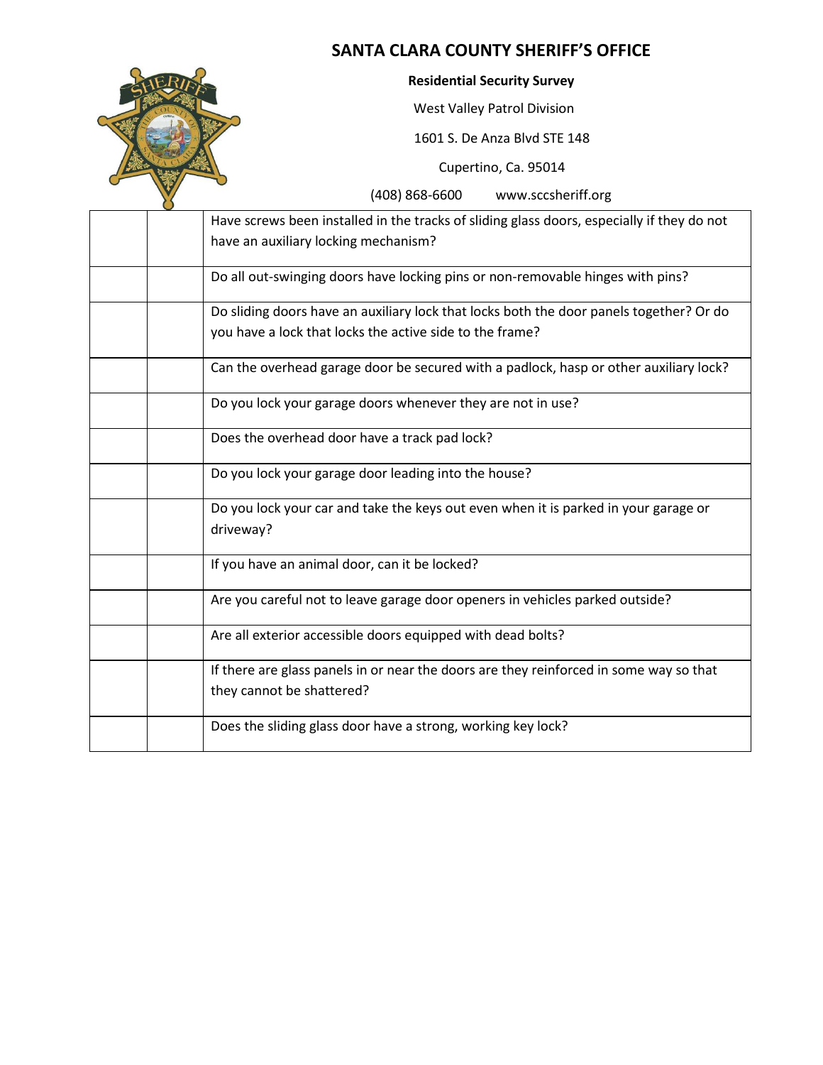## SANTA CLARA COUNTY SHERIFF'S OFFICE

**Residential Security Survey**

West Valley Patrol Division

1601 S. De Anza Blvd STE 148

Cupertino, Ca. 95014

(408) 868-6600 www.sccsheriff.org

| | | |
|---|---|---|
| | | Have screws been installed in the tracks of sliding glass doors, especially if they do not have an auxiliary locking mechanism? |
| | | Do all out-swinging doors have locking pins or non-removable hinges with pins? |
| | | Do sliding doors have an auxiliary lock that locks both the door panels together? Or do you have a lock that locks the active side to the frame? |
| | | Can the overhead garage door be secured with a padlock, hasp or other auxiliary lock? |
| | | Do you lock your garage doors whenever they are not in use? |
| | | Does the overhead door have a track pad lock? |
| | | Do you lock your garage door leading into the house? |
| | | Do you lock your car and take the keys out even when it is parked in your garage or driveway? |
| | | If you have an animal door, can it be locked? |
| | | Are you careful not to leave garage door openers in vehicles parked outside? |
| | | Are all exterior accessible doors equipped with dead bolts? |
| | | If there are glass panels in or near the doors are they reinforced in some way so that they cannot be shattered? |
| | | Does the sliding glass door have a strong, working key lock? |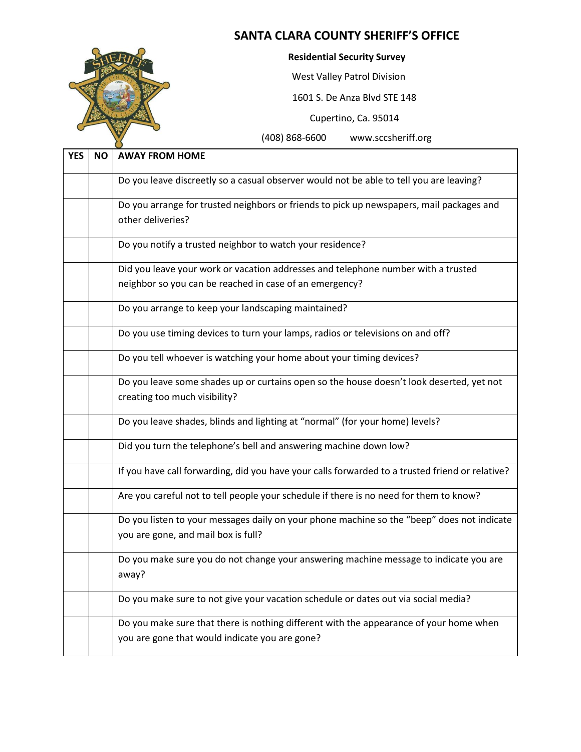# SANTA CLARA COUNTY SHERIFF'S OFFICE

**Residential Security Survey**

West Valley Patrol Division

1601 S. De Anza Blvd STE 148

Cupertino, Ca. 95014

(408) 868-6600 www.sccsheriff.org

| YES | NO | AWAY FROM HOME |
|---|---|---|
| | | Do you leave discreetly so a casual observer would not be able to tell you are leaving? |
| | | Do you arrange for trusted neighbors or friends to pick up newspapers, mail packages and other deliveries? |
| | | Do you notify a trusted neighbor to watch your residence? |
| | | Did you leave your work or vacation addresses and telephone number with a trusted neighbor so you can be reached in case of an emergency? |
| | | Do you arrange to keep your landscaping maintained? |
| | | Do you use timing devices to turn your lamps, radios or televisions on and off? |
| | | Do you tell whoever is watching your home about your timing devices? |
| | | Do you leave some shades up or curtains open so the house doesn't look deserted, yet not creating too much visibility? |
| | | Do you leave shades, blinds and lighting at "normal" (for your home) levels? |
| | | Did you turn the telephone's bell and answering machine down low? |
| | | If you have call forwarding, did you have your calls forwarded to a trusted friend or relative? |
| | | Are you careful not to tell people your schedule if there is no need for them to know? |
| | | Do you listen to your messages daily on your phone machine so the "beep" does not indicate you are gone, and mail box is full? |
| | | Do you make sure you do not change your answering machine message to indicate you are away? |
| | | Do you make sure to not give your vacation schedule or dates out via social media? |
| | | Do you make sure that there is nothing different with the appearance of your home when you are gone that would indicate you are gone? |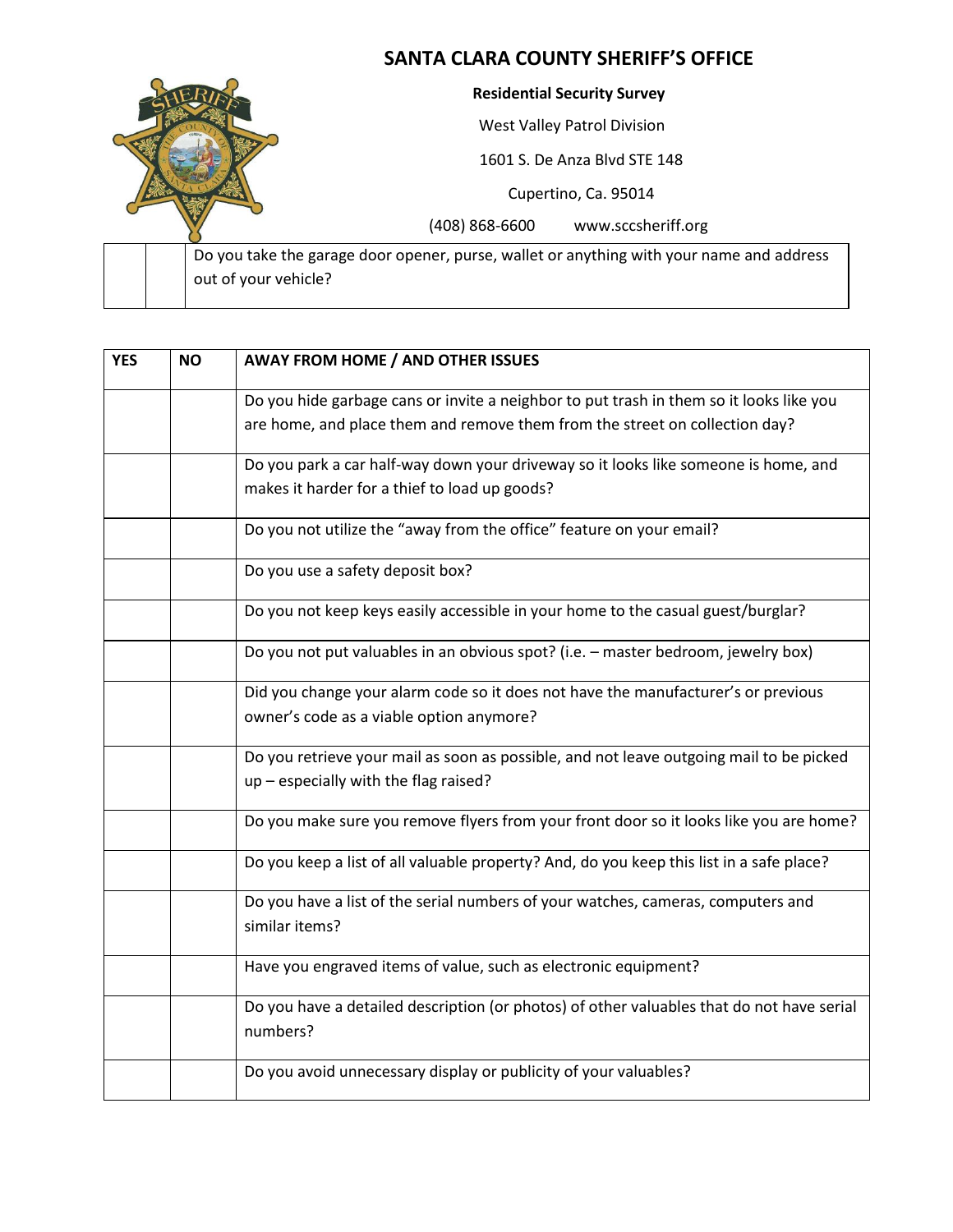# SANTA CLARA COUNTY SHERIFF'S OFFICE

**Residential Security Survey**

West Valley Patrol Division

1601 S. De Anza Blvd STE 148

Cupertino, Ca. 95014

(408) 868-6600 www.sccsheriff.org

| | | |
|---|---|---|
| | | Do you take the garage door opener, purse, wallet or anything with your name and address out of your vehicle? |

| YES | NO | AWAY FROM HOME / AND OTHER ISSUES |
|---|---|---|
| | | Do you hide garbage cans or invite a neighbor to put trash in them so it looks like you are home, and place them and remove them from the street on collection day? |
| | | Do you park a car half-way down your driveway so it looks like someone is home, and makes it harder for a thief to load up goods? |
| | | Do you not utilize the "away from the office" feature on your email? |
| | | Do you use a safety deposit box? |
| | | Do you not keep keys easily accessible in your home to the casual guest/burglar? |
| | | Do you not put valuables in an obvious spot? (i.e. – master bedroom, jewelry box) |
| | | Did you change your alarm code so it does not have the manufacturer's or previous owner's code as a viable option anymore? |
| | | Do you retrieve your mail as soon as possible, and not leave outgoing mail to be picked up – especially with the flag raised? |
| | | Do you make sure you remove flyers from your front door so it looks like you are home? |
| | | Do you keep a list of all valuable property? And, do you keep this list in a safe place? |
| | | Do you have a list of the serial numbers of your watches, cameras, computers and similar items? |
| | | Have you engraved items of value, such as electronic equipment? |
| | | Do you have a detailed description (or photos) of other valuables that do not have serial numbers? |
| | | Do you avoid unnecessary display or publicity of your valuables? |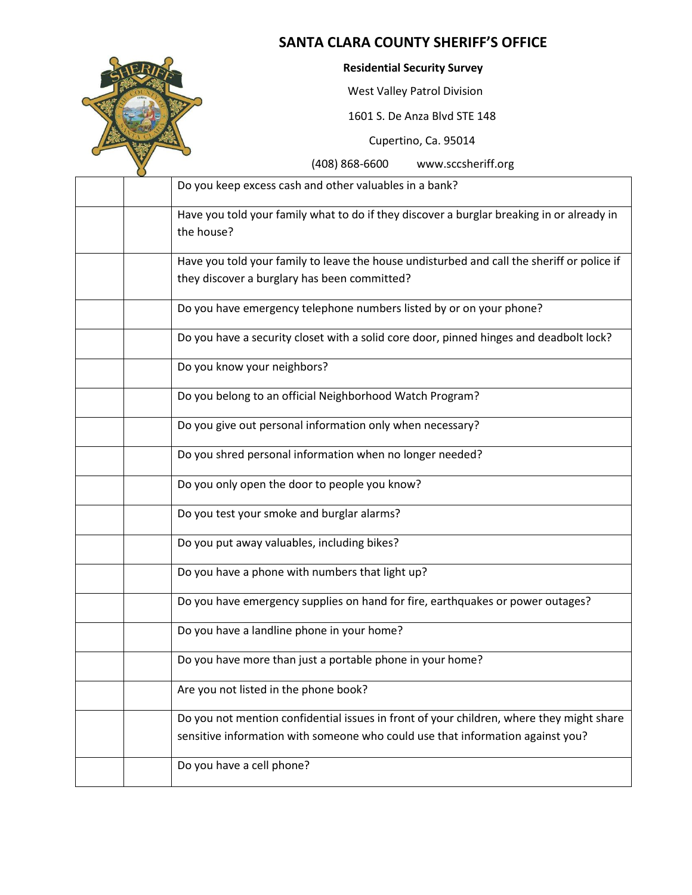# SANTA CLARA COUNTY SHERIFF'S OFFICE

**Residential Security Survey**

West Valley Patrol Division

1601 S. De Anza Blvd STE 148

Cupertino, Ca. 95014

(408) 868-6600 www.sccsheriff.org

| | | |
|---|---|---|
| | | Do you keep excess cash and other valuables in a bank? |
| | | Have you told your family what to do if they discover a burglar breaking in or already in the house? |
| | | Have you told your family to leave the house undisturbed and call the sheriff or police if they discover a burglary has been committed? |
| | | Do you have emergency telephone numbers listed by or on your phone? |
| | | Do you have a security closet with a solid core door, pinned hinges and deadbolt lock? |
| | | Do you know your neighbors? |
| | | Do you belong to an official Neighborhood Watch Program? |
| | | Do you give out personal information only when necessary? |
| | | Do you shred personal information when no longer needed? |
| | | Do you only open the door to people you know? |
| | | Do you test your smoke and burglar alarms? |
| | | Do you put away valuables, including bikes? |
| | | Do you have a phone with numbers that light up? |
| | | Do you have emergency supplies on hand for fire, earthquakes or power outages? |
| | | Do you have a landline phone in your home? |
| | | Do you have more than just a portable phone in your home? |
| | | Are you not listed in the phone book? |
| | | Do you not mention confidential issues in front of your children, where they might share sensitive information with someone who could use that information against you? |
| | | Do you have a cell phone? |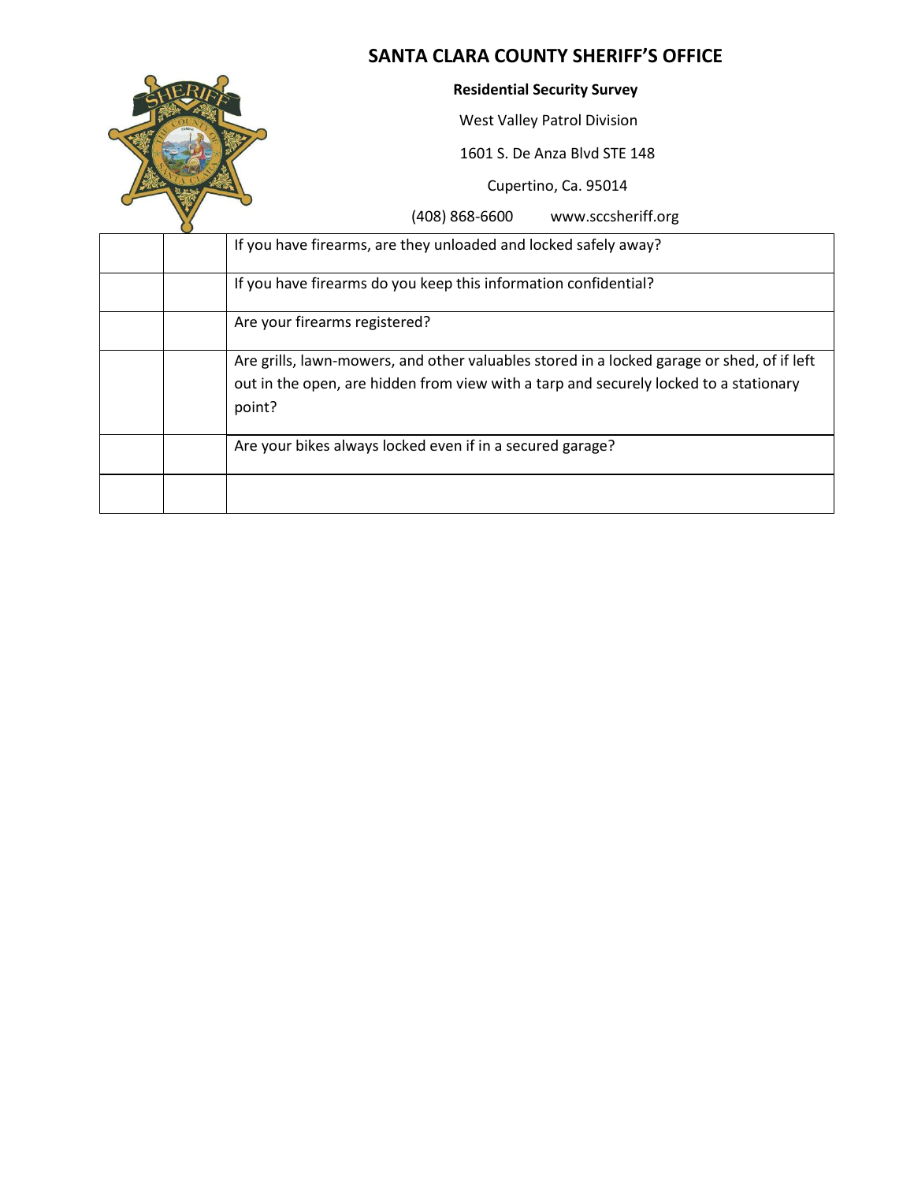# SANTA CLARA COUNTY SHERIFF'S OFFICE

**Residential Security Survey**

West Valley Patrol Division

1601 S. De Anza Blvd STE 148

Cupertino, Ca. 95014

(408) 868-6600 www.sccsheriff.org

| | | |
|---|---|---|
| | | If you have firearms, are they unloaded and locked safely away? |
| | | If you have firearms do you keep this information confidential? |
| | | Are your firearms registered? |
| | | Are grills, lawn-mowers, and other valuables stored in a locked garage or shed, of if left out in the open, are hidden from view with a tarp and securely locked to a stationary point? |
| | | Are your bikes always locked even if in a secured garage? |
| | | |